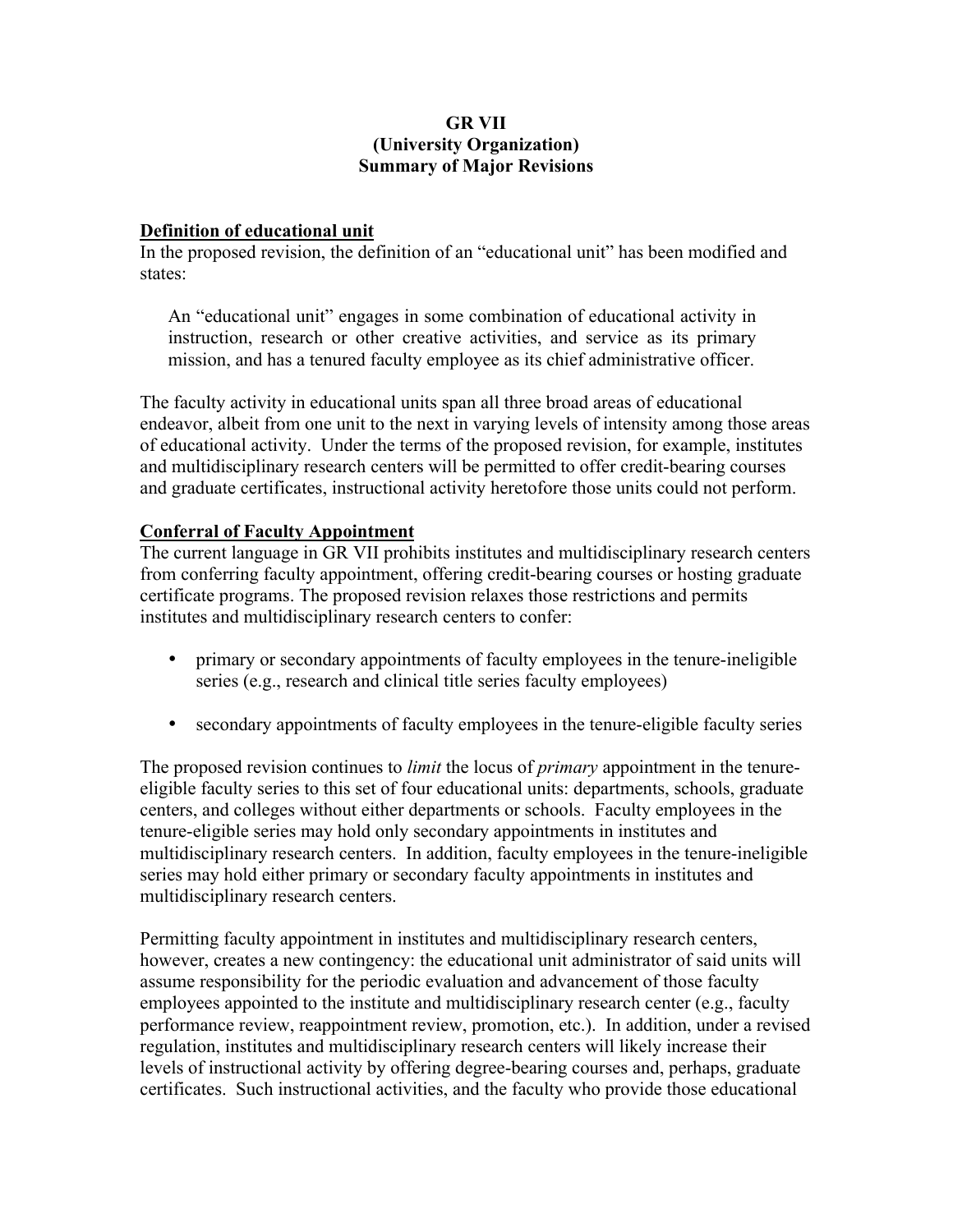**GR VII**
**(University Organization)**
**Summary of Major Revisions**

## Definition of educational unit

In the proposed revision, the definition of an "educational unit" has been modified and states:

> An "educational unit" engages in some combination of educational activity in instruction, research or other creative activities, and service as its primary mission, and has a tenured faculty employee as its chief administrative officer.

The faculty activity in educational units span all three broad areas of educational endeavor, albeit from one unit to the next in varying levels of intensity among those areas of educational activity. Under the terms of the proposed revision, for example, institutes and multidisciplinary research centers will be permitted to offer credit-bearing courses and graduate certificates, instructional activity heretofore those units could not perform.

## Conferral of Faculty Appointment

The current language in GR VII prohibits institutes and multidisciplinary research centers from conferring faculty appointment, offering credit-bearing courses or hosting graduate certificate programs. The proposed revision relaxes those restrictions and permits institutes and multidisciplinary research centers to confer:

- primary or secondary appointments of faculty employees in the tenure-ineligible series (e.g., research and clinical title series faculty employees)
- secondary appointments of faculty employees in the tenure-eligible faculty series

The proposed revision continues to *limit* the locus of *primary* appointment in the tenure-eligible faculty series to this set of four educational units: departments, schools, graduate centers, and colleges without either departments or schools. Faculty employees in the tenure-eligible series may hold only secondary appointments in institutes and multidisciplinary research centers. In addition, faculty employees in the tenure-ineligible series may hold either primary or secondary faculty appointments in institutes and multidisciplinary research centers.

Permitting faculty appointment in institutes and multidisciplinary research centers, however, creates a new contingency: the educational unit administrator of said units will assume responsibility for the periodic evaluation and advancement of those faculty employees appointed to the institute and multidisciplinary research center (e.g., faculty performance review, reappointment review, promotion, etc.). In addition, under a revised regulation, institutes and multidisciplinary research centers will likely increase their levels of instructional activity by offering degree-bearing courses and, perhaps, graduate certificates. Such instructional activities, and the faculty who provide those educational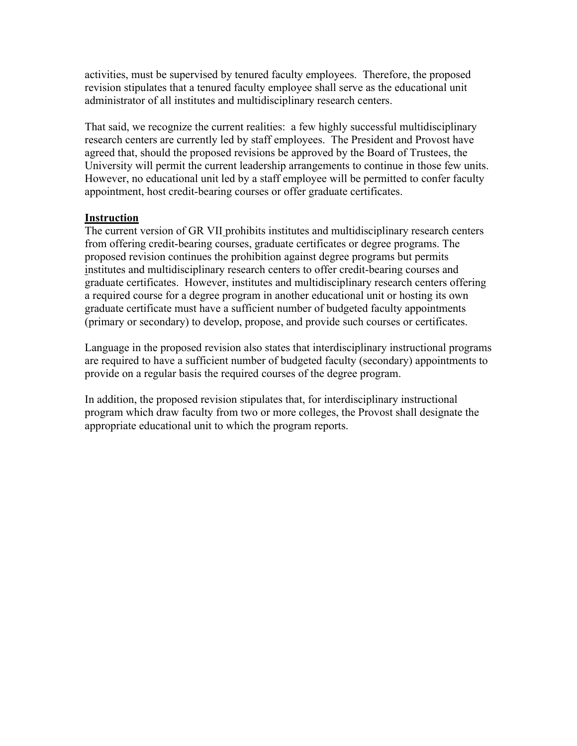activities, must be supervised by tenured faculty employees. Therefore, the proposed revision stipulates that a tenured faculty employee shall serve as the educational unit administrator of all institutes and multidisciplinary research centers.

That said, we recognize the current realities: a few highly successful multidisciplinary research centers are currently led by staff employees. The President and Provost have agreed that, should the proposed revisions be approved by the Board of Trustees, the University will permit the current leadership arrangements to continue in those few units. However, no educational unit led by a staff employee will be permitted to confer faculty appointment, host credit-bearing courses or offer graduate certificates.

**Instruction**

The current version of GR VII prohibits institutes and multidisciplinary research centers from offering credit-bearing courses, graduate certificates or degree programs. The proposed revision continues the prohibition against degree programs but permits institutes and multidisciplinary research centers to offer credit-bearing courses and graduate certificates. However, institutes and multidisciplinary research centers offering a required course for a degree program in another educational unit or hosting its own graduate certificate must have a sufficient number of budgeted faculty appointments (primary or secondary) to develop, propose, and provide such courses or certificates.

Language in the proposed revision also states that interdisciplinary instructional programs are required to have a sufficient number of budgeted faculty (secondary) appointments to provide on a regular basis the required courses of the degree program.

In addition, the proposed revision stipulates that, for interdisciplinary instructional program which draw faculty from two or more colleges, the Provost shall designate the appropriate educational unit to which the program reports.